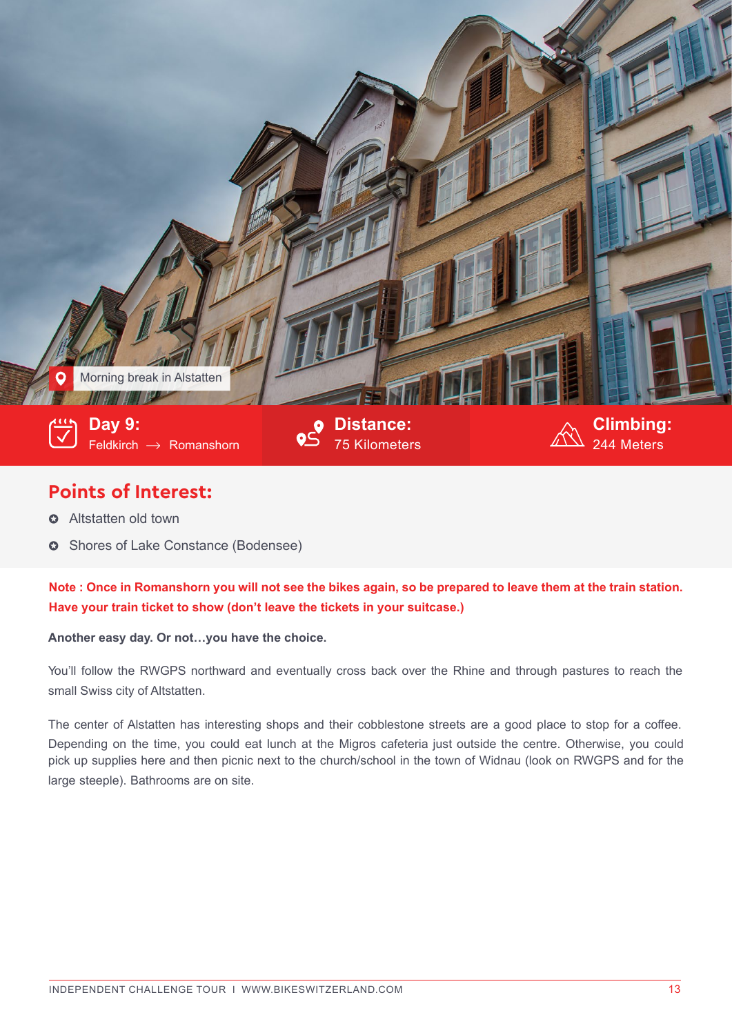Morning break in Alstatten

**Day 9:** Feldkirch → Romanshorn

**Distance:** 75 Kilometers

**Climbing:** 244 Meters

## Points of Interest:

- Altstatten old town
- Shores of Lake Constance (Bodensee)

**Note : Once in Romanshorn you will not see the bikes again, so be prepared to leave them at the train station. Have your train ticket to show (don't leave the tickets in your suitcase.)**

**Another easy day. Or not…you have the choice.**

You'll follow the RWGPS northward and eventually cross back over the Rhine and through pastures to reach the small Swiss city of Altstatten.

The center of Alstatten has interesting shops and their cobblestone streets are a good place to stop for a coffee. Depending on the time, you could eat lunch at the Migros cafeteria just outside the centre. Otherwise, you could pick up supplies here and then picnic next to the church/school in the town of Widnau (look on RWGPS and for the large steeple). Bathrooms are on site.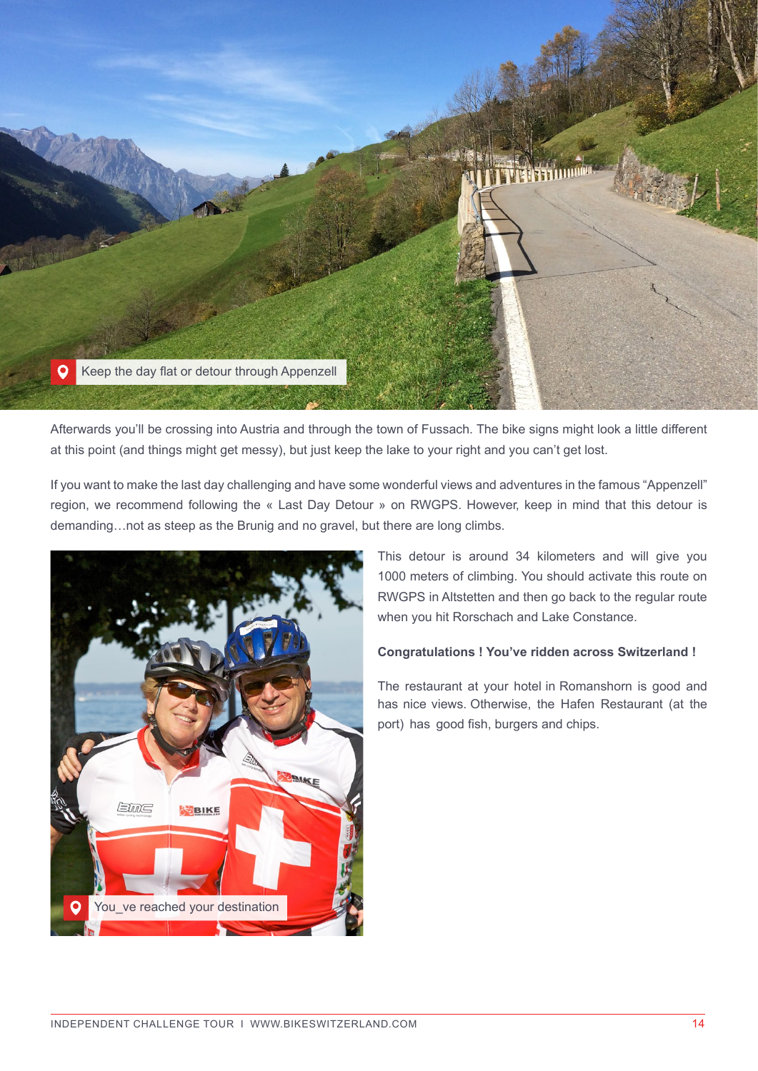Keep the day flat or detour through Appenzell

Afterwards you'll be crossing into Austria and through the town of Fussach. The bike signs might look a little different at this point (and things might get messy), but just keep the lake to your right and you can't get lost.

If you want to make the last day challenging and have some wonderful views and adventures in the famous "Appenzell" region, we recommend following the « Last Day Detour » on RWGPS. However, keep in mind that this detour is demanding…not as steep as the Brunig and no gravel, but there are long climbs.

This detour is around 34 kilometers and will give you 1000 meters of climbing. You should activate this route on RWGPS in Altstetten and then go back to the regular route when you hit Rorschach and Lake Constance.

**Congratulations ! You've ridden across Switzerland !**

The restaurant at your hotel in Romanshorn is good and has nice views. Otherwise, the Hafen Restaurant (at the port) has good fish, burgers and chips.

You_ve reached your destination